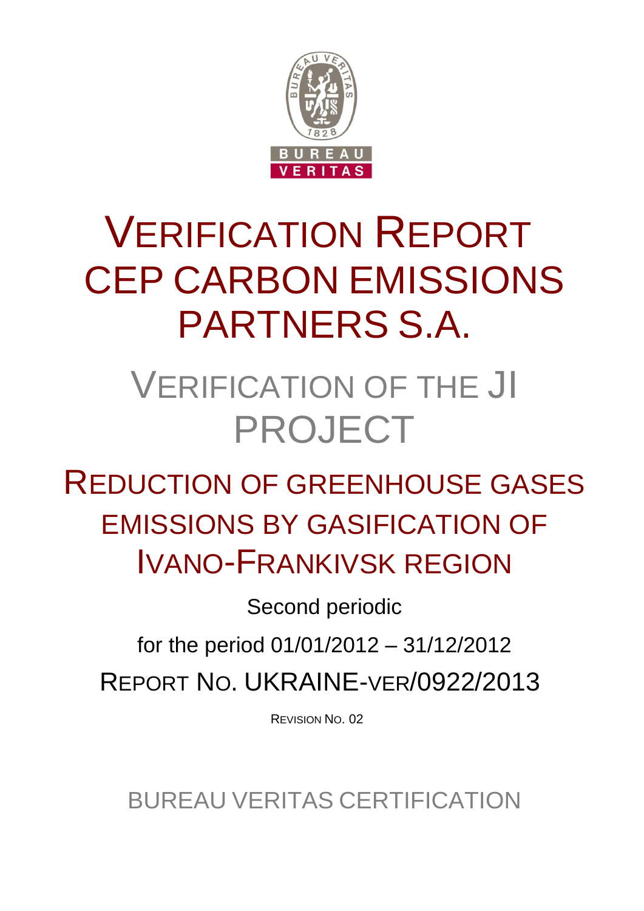# VERIFICATION REPORT CEP CARBON EMISSIONS PARTNERS S.A.

## VERIFICATION OF THE JI PROJECT

## REDUCTION OF GREENHOUSE GASES EMISSIONS BY GASIFICATION OF IVANO-FRANKIVSK REGION

Second periodic

for the period 01/01/2012 – 31/12/2012

REPORT NO. UKRAINE-VER/0922/2013

REVISION NO. 02

BUREAU VERITAS CERTIFICATION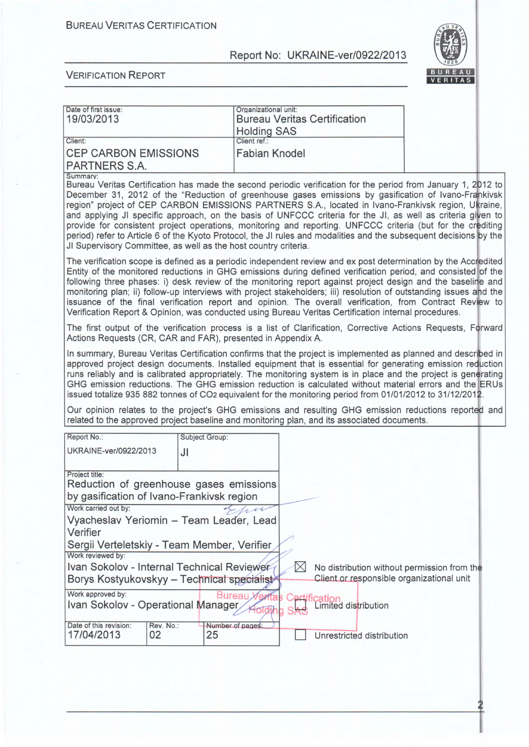BUREAU VERITAS CERTIFICATION

Report No: UKRAINE-ver/0922/2013

VERIFICATION REPORT

| Date of first issue: 19/03/2013 | Organizational unit: Bureau Veritas Certification Holding SAS |
|---|---|
| Client: CEP CARBON EMISSIONS PARTNERS S.A. | Client ref.: Fabian Knodel |

Summary:

Bureau Veritas Certification has made the second periodic verification for the period from January 1, 2012 to December 31, 2012 of the "Reduction of greenhouse gases emissions by gasification of Ivano-Frankivsk region" project of CEP CARBON EMISSIONS PARTNERS S.A., located in Ivano-Frankivsk region, Ukraine, and applying JI specific approach, on the basis of UNFCCC criteria for the JI, as well as criteria given to provide for consistent project operations, monitoring and reporting. UNFCCC criteria (but for the crediting period) refer to Article 6 of the Kyoto Protocol, the JI rules and modalities and the subsequent decisions by the JI Supervisory Committee, as well as the host country criteria.

The verification scope is defined as a periodic independent review and ex post determination by the Accredited Entity of the monitored reductions in GHG emissions during defined verification period, and consisted of the following three phases: i) desk review of the monitoring report against project design and the baseline and monitoring plan; ii) follow-up interviews with project stakeholders; iii) resolution of outstanding issues and the issuance of the final verification report and opinion. The overall verification, from Contract Review to Verification Report & Opinion, was conducted using Bureau Veritas Certification internal procedures.

The first output of the verification process is a list of Clarification, Corrective Actions Requests, Forward Actions Requests (CR, CAR and FAR), presented in Appendix A.

In summary, Bureau Veritas Certification confirms that the project is implemented as planned and described in approved project design documents. Installed equipment that is essential for generating emission reduction runs reliably and is calibrated appropriately. The monitoring system is in place and the project is generating GHG emission reductions. The GHG emission reduction is calculated without material errors and the ERUs issued totalize 935 882 tonnes of $CO_2$ equivalent for the monitoring period from 01/01/2012 to 31/12/2012.

Our opinion relates to the project's GHG emissions and resulting GHG emission reductions reported and related to the approved project baseline and monitoring plan, and its associated documents.

| Report No.: UKRAINE-ver/0922/2013 | Subject Group: JI | |
|---|---|---|
| Project title: Reduction of greenhouse gases emissions by gasification of Ivano-Frankivsk region | | |
| Work carried out by: Vyacheslav Yeriomin – Team Leader, Lead Verifier; Sergii Verteletskiy - Team Member, Verifier | | |
| Work reviewed by: Ivan Sokolov - Internal Technical Reviewer; Borys Kostyukovskyy – Technical specialist | | ☒ No distribution without permission from the Client or responsible organizational unit |
| Work approved by: Ivan Sokolov - Operational Manager | | ☐ Limited distribution |
| Date of this revision: 17/04/2013 | Rev. No.: 02 | Number of pages: 25 | ☐ Unrestricted distribution |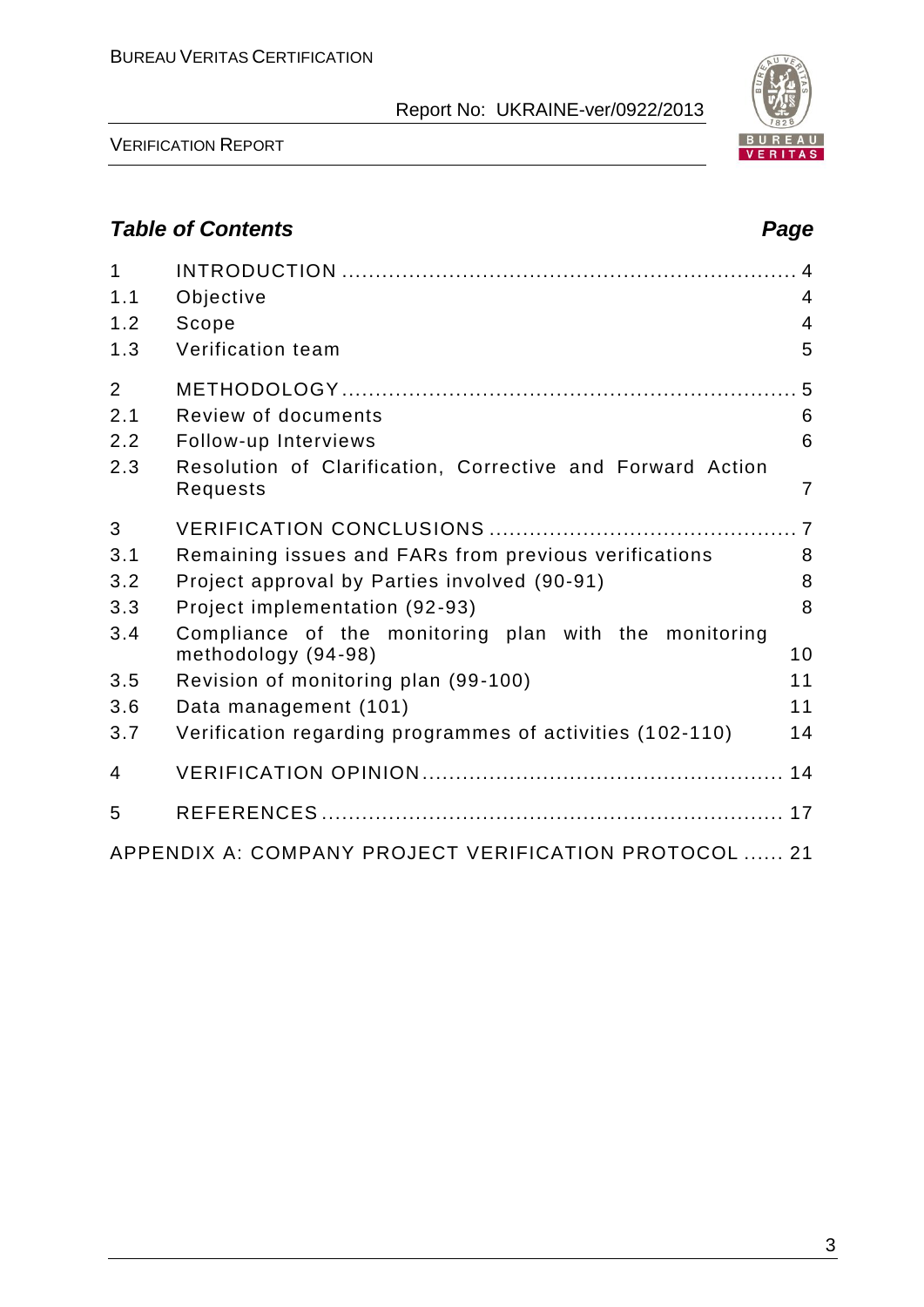## *Table of Contents* *Page*

| | | |
|---|---|---|
| 1 | INTRODUCTION | 4 |
| 1.1 | Objective | 4 |
| 1.2 | Scope | 4 |
| 1.3 | Verification team | 5 |
| 2 | METHODOLOGY | 5 |
| 2.1 | Review of documents | 6 |
| 2.2 | Follow-up Interviews | 6 |
| 2.3 | Resolution of Clarification, Corrective and Forward Action Requests | 7 |
| 3 | VERIFICATION CONCLUSIONS | 7 |
| 3.1 | Remaining issues and FARs from previous verifications | 8 |
| 3.2 | Project approval by Parties involved (90-91) | 8 |
| 3.3 | Project implementation (92-93) | 8 |
| 3.4 | Compliance of the monitoring plan with the monitoring methodology (94-98) | 10 |
| 3.5 | Revision of monitoring plan (99-100) | 11 |
| 3.6 | Data management (101) | 11 |
| 3.7 | Verification regarding programmes of activities (102-110) | 14 |
| 4 | VERIFICATION OPINION | 14 |
| 5 | REFERENCES | 17 |
| | APPENDIX A: COMPANY PROJECT VERIFICATION PROTOCOL | 21 |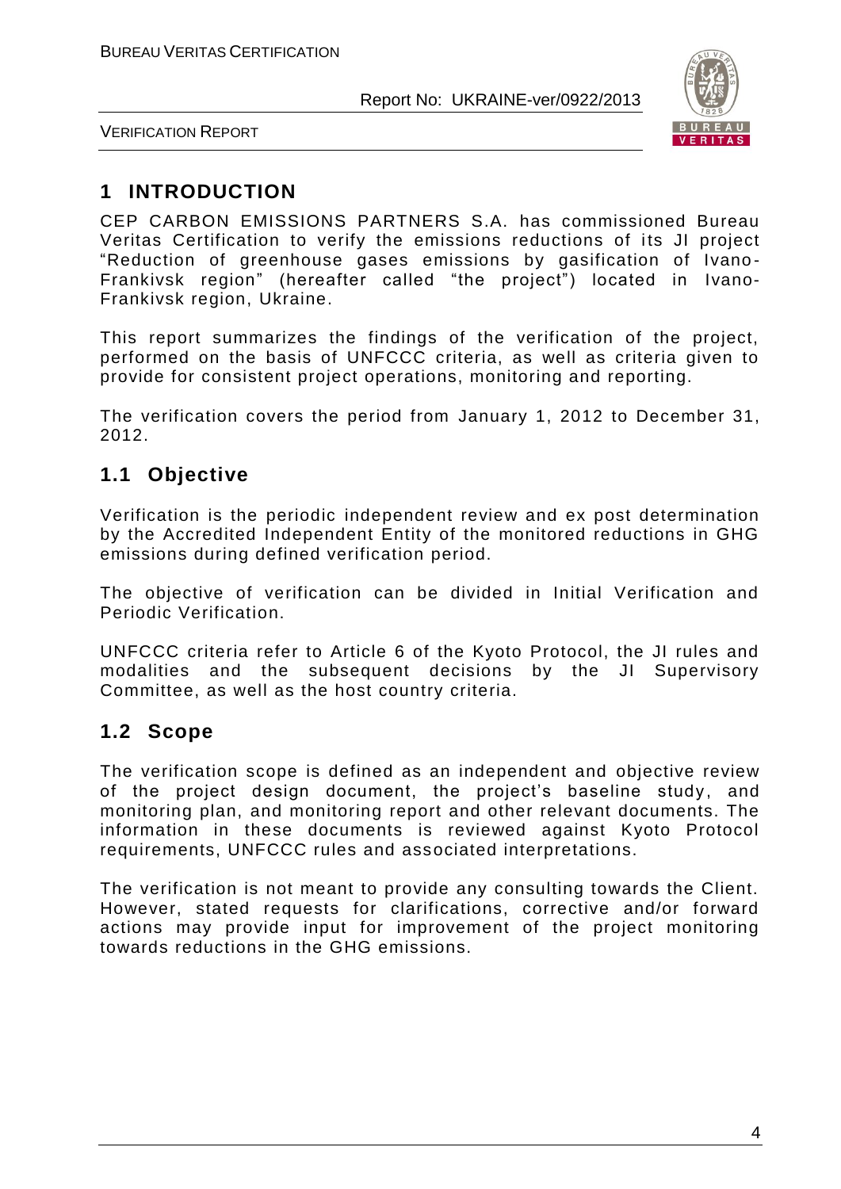# 1 INTRODUCTION

CEP CARBON EMISSIONS PARTNERS S.A. has commissioned Bureau Veritas Certification to verify the emissions reductions of its JI project "Reduction of greenhouse gases emissions by gasification of Ivano-Frankivsk region" (hereafter called "the project") located in Ivano-Frankivsk region, Ukraine.

This report summarizes the findings of the verification of the project, performed on the basis of UNFCCC criteria, as well as criteria given to provide for consistent project operations, monitoring and reporting.

The verification covers the period from January 1, 2012 to December 31, 2012.

## 1.1 Objective

Verification is the periodic independent review and ex post determination by the Accredited Independent Entity of the monitored reductions in GHG emissions during defined verification period.

The objective of verification can be divided in Initial Verification and Periodic Verification.

UNFCCC criteria refer to Article 6 of the Kyoto Protocol, the JI rules and modalities and the subsequent decisions by the JI Supervisory Committee, as well as the host country criteria.

## 1.2 Scope

The verification scope is defined as an independent and objective review of the project design document, the project's baseline study, and monitoring plan, and monitoring report and other relevant documents. The information in these documents is reviewed against Kyoto Protocol requirements, UNFCCC rules and associated interpretations.

The verification is not meant to provide any consulting towards the Client. However, stated requests for clarifications, corrective and/or forward actions may provide input for improvement of the project monitoring towards reductions in the GHG emissions.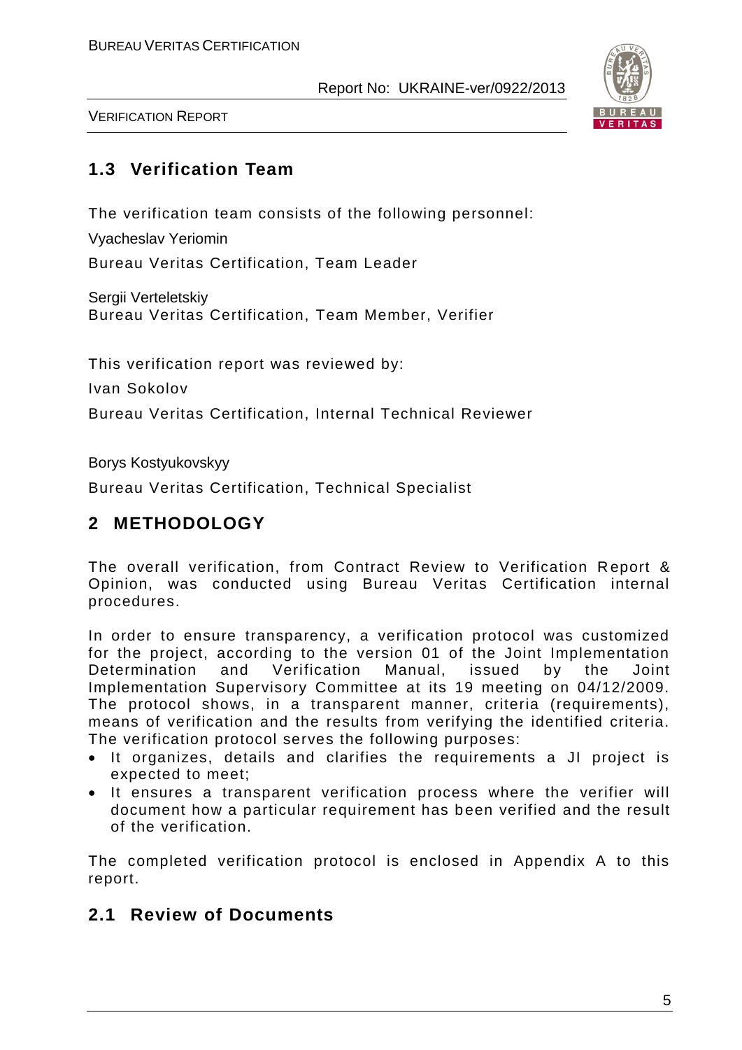## 1.3 Verification Team

The verification team consists of the following personnel:

Vyacheslav Yeriomin

Bureau Veritas Certification, Team Leader

Sergii Verteletskiy
Bureau Veritas Certification, Team Member, Verifier

This verification report was reviewed by:

Ivan Sokolov

Bureau Veritas Certification, Internal Technical Reviewer

Borys Kostyukovskyy

Bureau Veritas Certification, Technical Specialist

# 2 METHODOLOGY

The overall verification, from Contract Review to Verification Report & Opinion, was conducted using Bureau Veritas Certification internal procedures.

In order to ensure transparency, a verification protocol was customized for the project, according to the version 01 of the Joint Implementation Determination and Verification Manual, issued by the Joint Implementation Supervisory Committee at its 19 meeting on 04/12/2009. The protocol shows, in a transparent manner, criteria (requirements), means of verification and the results from verifying the identified criteria. The verification protocol serves the following purposes:

- It organizes, details and clarifies the requirements a JI project is expected to meet;
- It ensures a transparent verification process where the verifier will document how a particular requirement has been verified and the result of the verification.

The completed verification protocol is enclosed in Appendix A to this report.

## 2.1 Review of Documents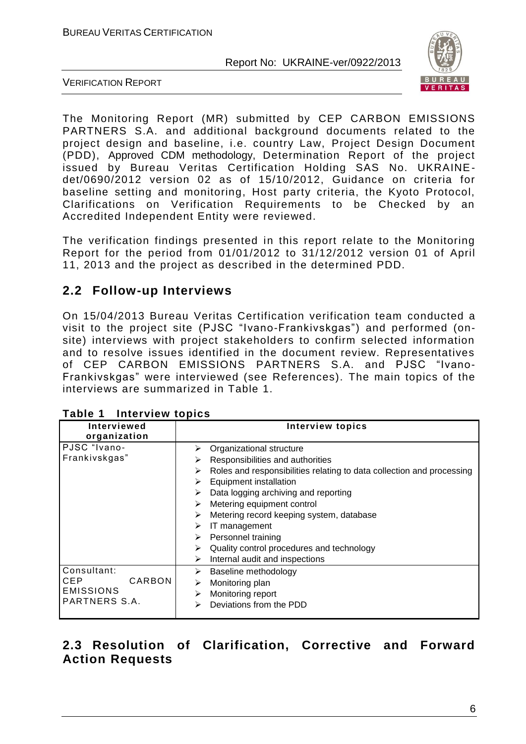The Monitoring Report (MR) submitted by CEP CARBON EMISSIONS PARTNERS S.A. and additional background documents related to the project design and baseline, i.e. country Law, Project Design Document (PDD), Approved CDM methodology, Determination Report of the project issued by Bureau Veritas Certification Holding SAS No. UKRAINE-det/0690/2012 version 02 as of 15/10/2012, Guidance on criteria for baseline setting and monitoring, Host party criteria, the Kyoto Protocol, Clarifications on Verification Requirements to be Checked by an Accredited Independent Entity were reviewed.

The verification findings presented in this report relate to the Monitoring Report for the period from 01/01/2012 to 31/12/2012 version 01 of April 11, 2013 and the project as described in the determined PDD.

## 2.2 Follow-up Interviews

On 15/04/2013 Bureau Veritas Certification verification team conducted a visit to the project site (PJSC "Ivano-Frankivskgas") and performed (on-site) interviews with project stakeholders to confirm selected information and to resolve issues identified in the document review. Representatives of CEP CARBON EMISSIONS PARTNERS S.A. and PJSC "Ivano-Frankivskgas" were interviewed (see References). The main topics of the interviews are summarized in Table 1.

**Table 1 Interview topics**

| Interviewed organization | Interview topics |
|---|---|
| PJSC "Ivano-Frankivskgas" | ➢ Organizational structure<br>➢ Responsibilities and authorities<br>➢ Roles and responsibilities relating to data collection and processing<br>➢ Equipment installation<br>➢ Data logging archiving and reporting<br>➢ Metering equipment control<br>➢ Metering record keeping system, database<br>➢ IT management<br>➢ Personnel training<br>➢ Quality control procedures and technology<br>➢ Internal audit and inspections |
| Consultant: CEP CARBON EMISSIONS PARTNERS S.A. | ➢ Baseline methodology<br>➢ Monitoring plan<br>➢ Monitoring report<br>➢ Deviations from the PDD |

## 2.3 Resolution of Clarification, Corrective and Forward Action Requests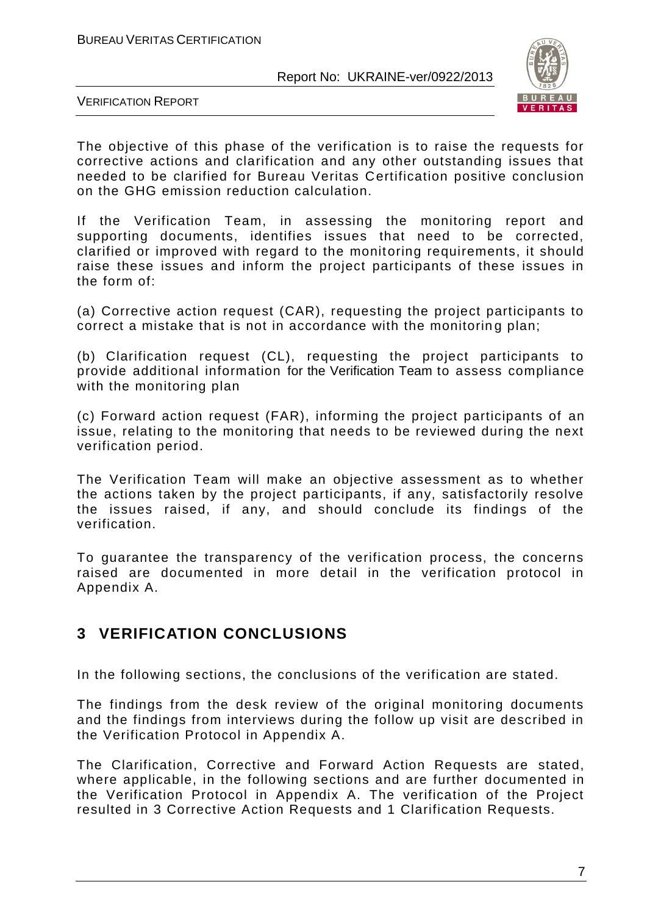The objective of this phase of the verification is to raise the requests for corrective actions and clarification and any other outstanding issues that needed to be clarified for Bureau Veritas Certification positive conclusion on the GHG emission reduction calculation.

If the Verification Team, in assessing the monitoring report and supporting documents, identifies issues that need to be corrected, clarified or improved with regard to the monitoring requirements, it should raise these issues and inform the project participants of these issues in the form of:

(a) Corrective action request (CAR), requesting the project participants to correct a mistake that is not in accordance with the monitoring plan;

(b) Clarification request (CL), requesting the project participants to provide additional information for the Verification Team to assess compliance with the monitoring plan

(c) Forward action request (FAR), informing the project participants of an issue, relating to the monitoring that needs to be reviewed during the next verification period.

The Verification Team will make an objective assessment as to whether the actions taken by the project participants, if any, satisfactorily resolve the issues raised, if any, and should conclude its findings of the verification.

To guarantee the transparency of the verification process, the concerns raised are documented in more detail in the verification protocol in Appendix A.

# 3 VERIFICATION CONCLUSIONS

In the following sections, the conclusions of the verification are stated.

The findings from the desk review of the original monitoring documents and the findings from interviews during the follow up visit are described in the Verification Protocol in Appendix A.

The Clarification, Corrective and Forward Action Requests are stated, where applicable, in the following sections and are further documented in the Verification Protocol in Appendix A. The verification of the Project resulted in 3 Corrective Action Requests and 1 Clarification Requests.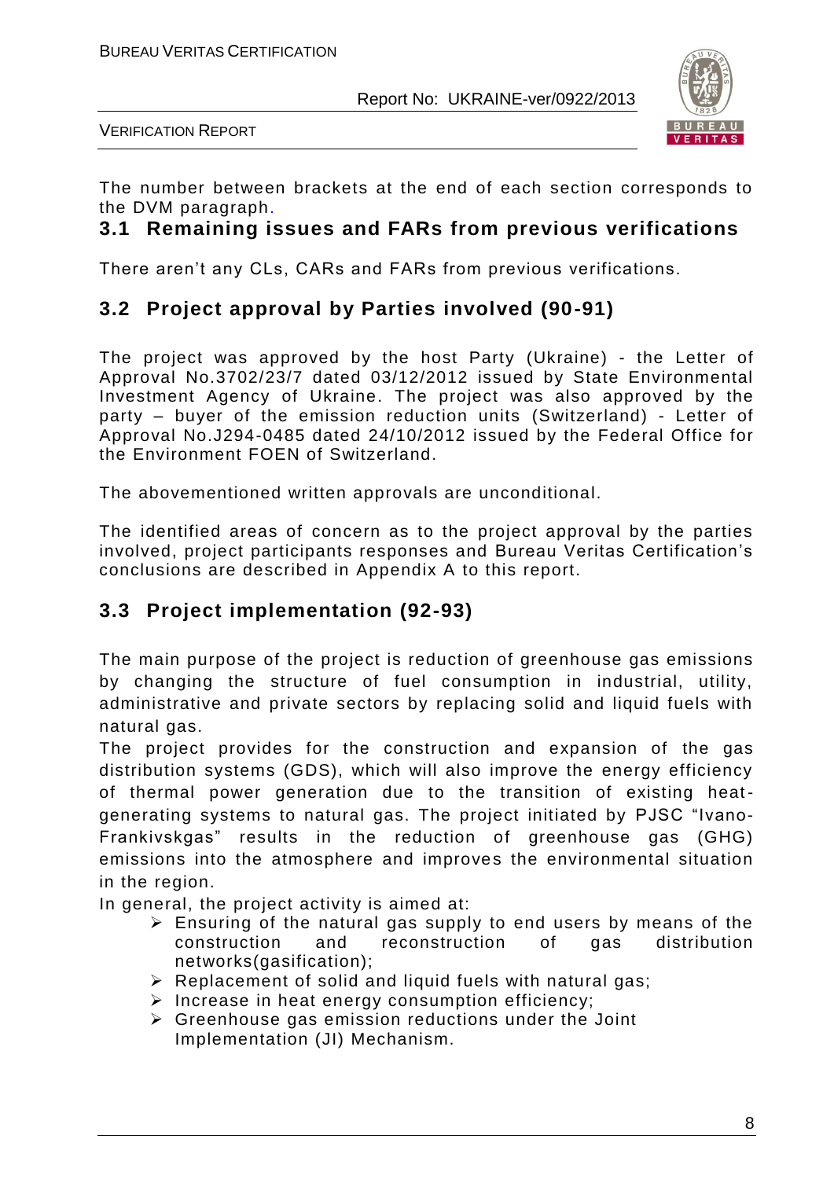The number between brackets at the end of each section corresponds to the DVM paragraph.

## 3.1 Remaining issues and FARs from previous verifications

There aren't any CLs, CARs and FARs from previous verifications.

## 3.2 Project approval by Parties involved (90-91)

The project was approved by the host Party (Ukraine) - the Letter of Approval No.3702/23/7 dated 03/12/2012 issued by State Environmental Investment Agency of Ukraine. The project was also approved by the party – buyer of the emission reduction units (Switzerland) - Letter of Approval No.J294-0485 dated 24/10/2012 issued by the Federal Office for the Environment FOEN of Switzerland.

The abovementioned written approvals are unconditional.

The identified areas of concern as to the project approval by the parties involved, project participants responses and Bureau Veritas Certification's conclusions are described in Appendix A to this report.

## 3.3 Project implementation (92-93)

The main purpose of the project is reduction of greenhouse gas emissions by changing the structure of fuel consumption in industrial, utility, administrative and private sectors by replacing solid and liquid fuels with natural gas.

The project provides for the construction and expansion of the gas distribution systems (GDS), which will also improve the energy efficiency of thermal power generation due to the transition of existing heat-generating systems to natural gas. The project initiated by PJSC "Ivano-Frankivskgas" results in the reduction of greenhouse gas (GHG) emissions into the atmosphere and improves the environmental situation in the region.

In general, the project activity is aimed at:

- Ensuring of the natural gas supply to end users by means of the construction and reconstruction of gas distribution networks(gasification);
- Replacement of solid and liquid fuels with natural gas;
- Increase in heat energy consumption efficiency;
- Greenhouse gas emission reductions under the Joint Implementation (JI) Mechanism.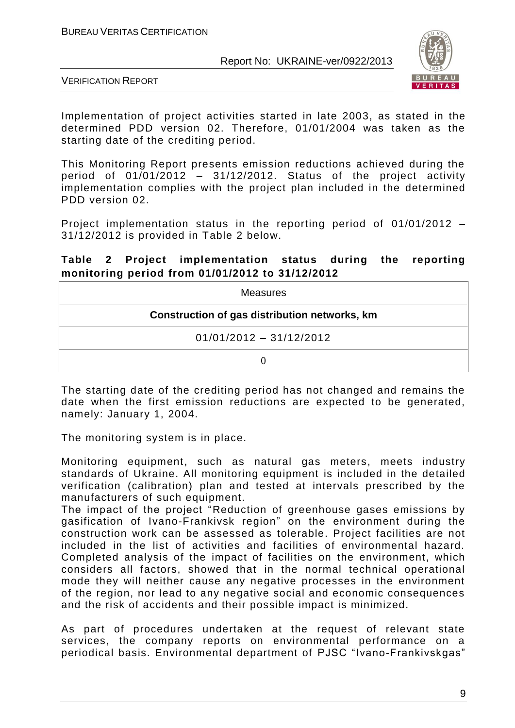Implementation of project activities started in late 2003, as stated in the determined PDD version 02. Therefore, 01/01/2004 was taken as the starting date of the crediting period.

This Monitoring Report presents emission reductions achieved during the period of 01/01/2012 – 31/12/2012. Status of the project activity implementation complies with the project plan included in the determined PDD version 02.

Project implementation status in the reporting period of 01/01/2012 – 31/12/2012 is provided in Table 2 below.

**Table 2 Project implementation status during the reporting monitoring period from 01/01/2012 to 31/12/2012**

| Measures |
|---|
| **Construction of gas distribution networks, km** |
| 01/01/2012 – 31/12/2012 |
| 0 |

The starting date of the crediting period has not changed and remains the date when the first emission reductions are expected to be generated, namely: January 1, 2004.

The monitoring system is in place.

Monitoring equipment, such as natural gas meters, meets industry standards of Ukraine. All monitoring equipment is included in the detailed verification (calibration) plan and tested at intervals prescribed by the manufacturers of such equipment.
The impact of the project "Reduction of greenhouse gases emissions by gasification of Ivano-Frankivsk region" on the environment during the construction work can be assessed as tolerable. Project facilities are not included in the list of activities and facilities of environmental hazard. Completed analysis of the impact of facilities on the environment, which considers all factors, showed that in the normal technical operational mode they will neither cause any negative processes in the environment of the region, nor lead to any negative social and economic consequences and the risk of accidents and their possible impact is minimized.

As part of procedures undertaken at the request of relevant state services, the company reports on environmental performance on a periodical basis. Environmental department of PJSC "Ivano-Frankivskgas"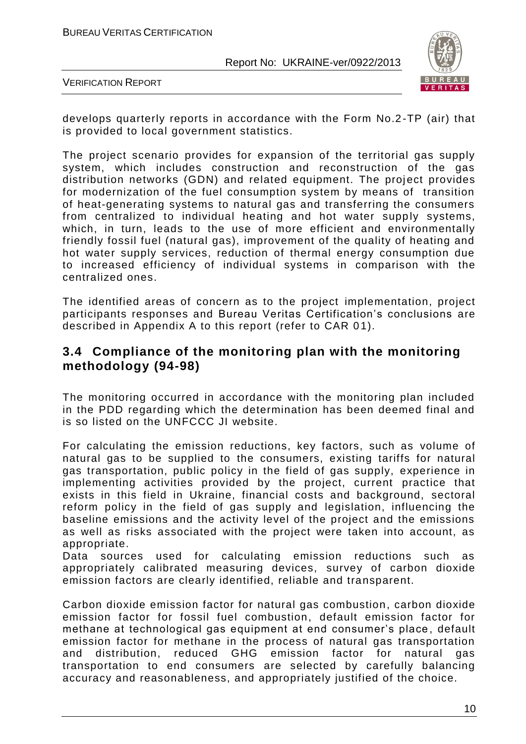develops quarterly reports in accordance with the Form No.2-TP (air) that is provided to local government statistics.

The project scenario provides for expansion of the territorial gas supply system, which includes construction and reconstruction of the gas distribution networks (GDN) and related equipment. The project provides for modernization of the fuel consumption system by means of transition of heat-generating systems to natural gas and transferring the consumers from centralized to individual heating and hot water supply systems, which, in turn, leads to the use of more efficient and environmentally friendly fossil fuel (natural gas), improvement of the quality of heating and hot water supply services, reduction of thermal energy consumption due to increased efficiency of individual systems in comparison with the centralized ones.

The identified areas of concern as to the project implementation, project participants responses and Bureau Veritas Certification's conclusions are described in Appendix A to this report (refer to CAR 01).

## 3.4 Compliance of the monitoring plan with the monitoring methodology (94-98)

The monitoring occurred in accordance with the monitoring plan included in the PDD regarding which the determination has been deemed final and is so listed on the UNFCCC JI website.

For calculating the emission reductions, key factors, such as volume of natural gas to be supplied to the consumers, existing tariffs for natural gas transportation, public policy in the field of gas supply, experience in implementing activities provided by the project, current practice that exists in this field in Ukraine, financial costs and background, sectoral reform policy in the field of gas supply and legislation, influencing the baseline emissions and the activity level of the project and the emissions as well as risks associated with the project were taken into account, as appropriate.
Data sources used for calculating emission reductions such as appropriately calibrated measuring devices, survey of carbon dioxide emission factors are clearly identified, reliable and transparent.

Carbon dioxide emission factor for natural gas combustion, carbon dioxide emission factor for fossil fuel combustion, default emission factor for methane at technological gas equipment at end consumer's place, default emission factor for methane in the process of natural gas transportation and distribution, reduced GHG emission factor for natural gas transportation to end consumers are selected by carefully balancing accuracy and reasonableness, and appropriately justified of the choice.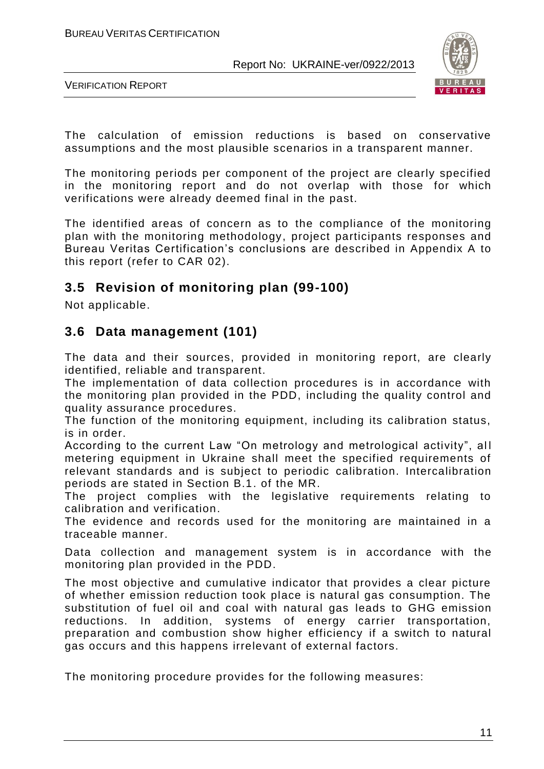The calculation of emission reductions is based on conservative assumptions and the most plausible scenarios in a transparent manner.

The monitoring periods per component of the project are clearly specified in the monitoring report and do not overlap with those for which verifications were already deemed final in the past.

The identified areas of concern as to the compliance of the monitoring plan with the monitoring methodology, project participants responses and Bureau Veritas Certification's conclusions are described in Appendix A to this report (refer to CAR 02).

## 3.5 Revision of monitoring plan (99-100)

Not applicable.

## 3.6 Data management (101)

The data and their sources, provided in monitoring report, are clearly identified, reliable and transparent.

The implementation of data collection procedures is in accordance with the monitoring plan provided in the PDD, including the quality control and quality assurance procedures.

The function of the monitoring equipment, including its calibration status, is in order.

According to the current Law "On metrology and metrological activity", all metering equipment in Ukraine shall meet the specified requirements of relevant standards and is subject to periodic calibration. Intercalibration periods are stated in Section B.1. of the MR.

The project complies with the legislative requirements relating to calibration and verification.

The evidence and records used for the monitoring are maintained in a traceable manner.

Data collection and management system is in accordance with the monitoring plan provided in the PDD.

The most objective and cumulative indicator that provides a clear picture of whether emission reduction took place is natural gas consumption. The substitution of fuel oil and coal with natural gas leads to GHG emission reductions. In addition, systems of energy carrier transportation, preparation and combustion show higher efficiency if a switch to natural gas occurs and this happens irrelevant of external factors.

The monitoring procedure provides for the following measures: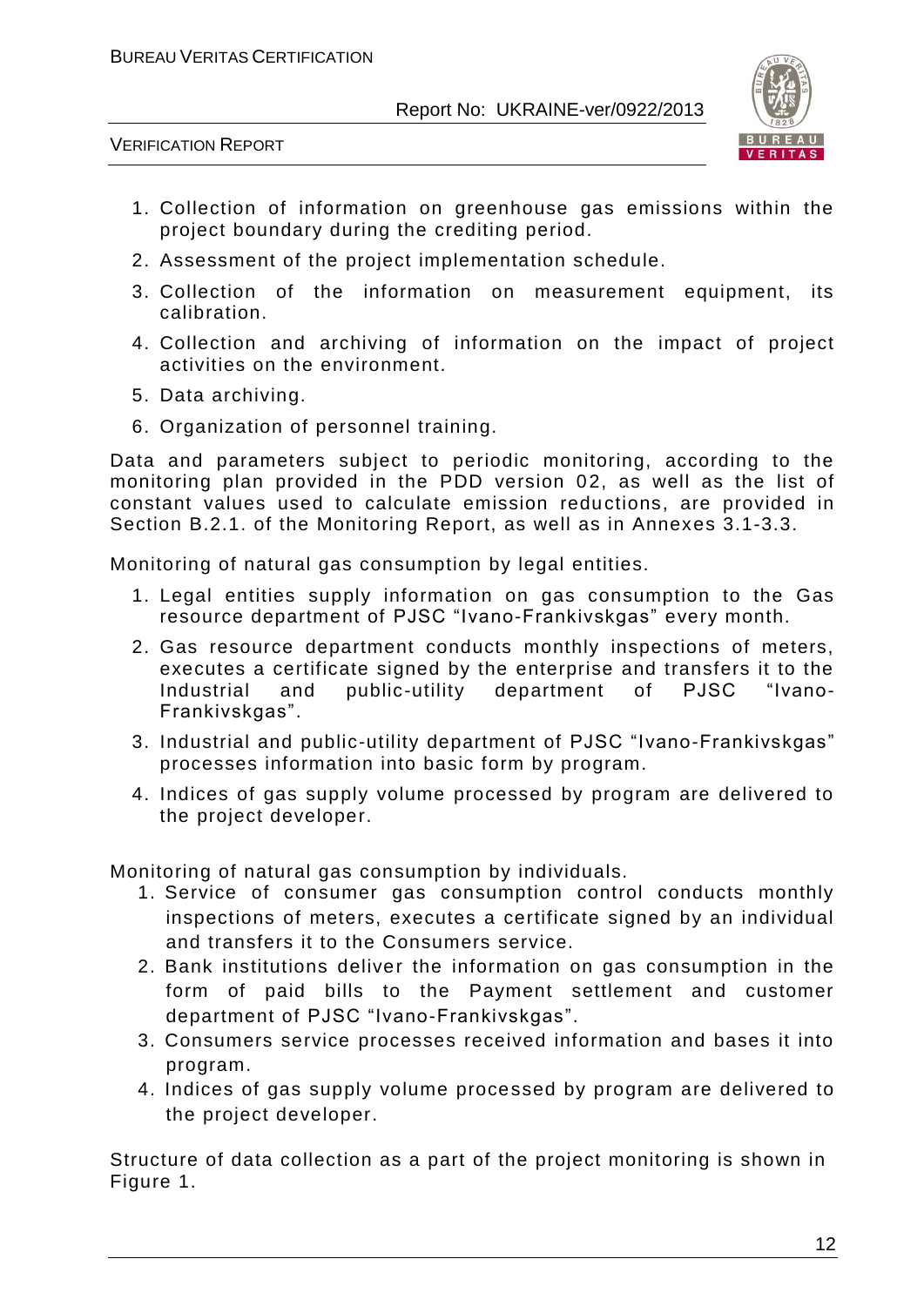1. Collection of information on greenhouse gas emissions within the project boundary during the crediting period.
2. Assessment of the project implementation schedule.
3. Collection of the information on measurement equipment, its calibration.
4. Collection and archiving of information on the impact of project activities on the environment.
5. Data archiving.
6. Organization of personnel training.

Data and parameters subject to periodic monitoring, according to the monitoring plan provided in the PDD version 02, as well as the list of constant values used to calculate emission reductions, are provided in Section B.2.1. of the Monitoring Report, as well as in Annexes 3.1-3.3.

Monitoring of natural gas consumption by legal entities.

1. Legal entities supply information on gas consumption to the Gas resource department of PJSC "Ivano-Frankivskgas" every month.
2. Gas resource department conducts monthly inspections of meters, executes a certificate signed by the enterprise and transfers it to the Industrial and public-utility department of PJSC "Ivano-Frankivskgas".
3. Industrial and public-utility department of PJSC "Ivano-Frankivskgas" processes information into basic form by program.
4. Indices of gas supply volume processed by program are delivered to the project developer.

Monitoring of natural gas consumption by individuals.

1. Service of consumer gas consumption control conducts monthly inspections of meters, executes a certificate signed by an individual and transfers it to the Consumers service.
2. Bank institutions deliver the information on gas consumption in the form of paid bills to the Payment settlement and customer department of PJSC "Ivano-Frankivskgas".
3. Consumers service processes received information and bases it into program.
4. Indices of gas supply volume processed by program are delivered to the project developer.

Structure of data collection as a part of the project monitoring is shown in Figure 1.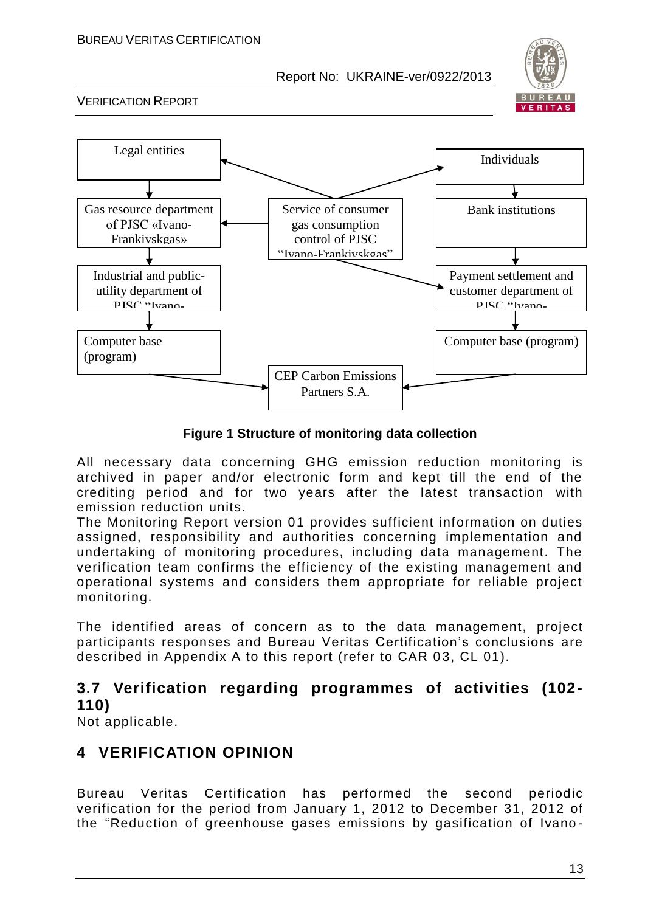Legal entities

Individuals

Gas resource department of PJSC «Ivano-Frankivskgas»

Service of consumer gas consumption control of PJSC "Ivano-Frankivskgas"

Bank institutions

Industrial and public-utility department of PJSC "Ivano-

Payment settlement and customer department of PJSC "Ivano-

Computer base (program)

Computer base (program)

CEP Carbon Emissions Partners S.A.

**Figure 1 Structure of monitoring data collection**

All necessary data concerning GHG emission reduction monitoring is archived in paper and/or electronic form and kept till the end of the crediting period and for two years after the latest transaction with emission reduction units.

The Monitoring Report version 01 provides sufficient information on duties assigned, responsibility and authorities concerning implementation and undertaking of monitoring procedures, including data management. The verification team confirms the efficiency of the existing management and operational systems and considers them appropriate for reliable project monitoring.

The identified areas of concern as to the data management, project participants responses and Bureau Veritas Certification's conclusions are described in Appendix A to this report (refer to CAR 03, CL 01).

## 3.7 Verification regarding programmes of activities (102-110)

Not applicable.

# 4 VERIFICATION OPINION

Bureau Veritas Certification has performed the second periodic verification for the period from January 1, 2012 to December 31, 2012 of the "Reduction of greenhouse gases emissions by gasification of Ivano-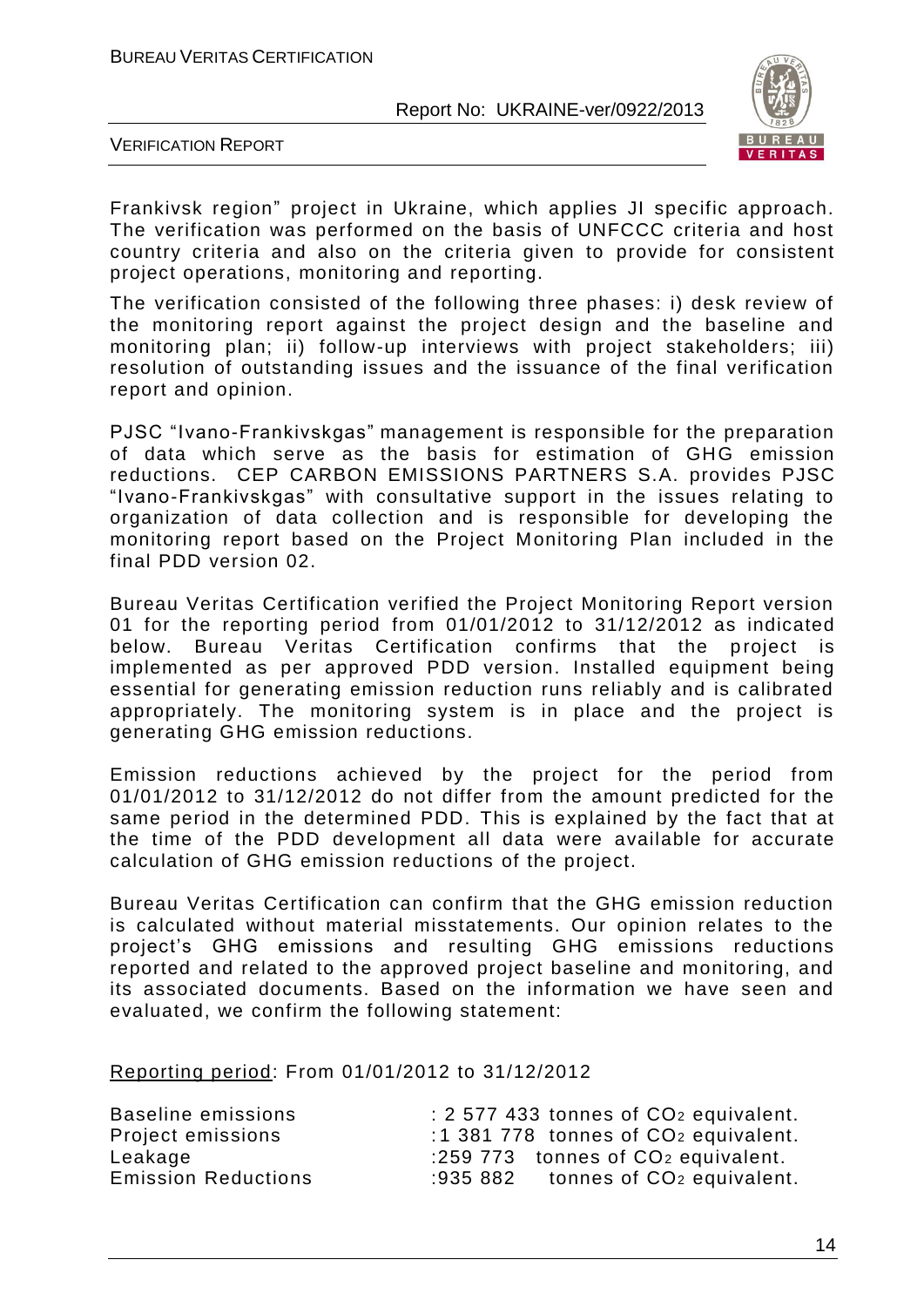Frankivsk region" project in Ukraine, which applies JI specific approach. The verification was performed on the basis of UNFCCC criteria and host country criteria and also on the criteria given to provide for consistent project operations, monitoring and reporting.

The verification consisted of the following three phases: i) desk review of the monitoring report against the project design and the baseline and monitoring plan; ii) follow-up interviews with project stakeholders; iii) resolution of outstanding issues and the issuance of the final verification report and opinion.

PJSC "Ivano-Frankivskgas" management is responsible for the preparation of data which serve as the basis for estimation of GHG emission reductions. CEP CARBON EMISSIONS PARTNERS S.A. provides PJSC "Ivano-Frankivskgas" with consultative support in the issues relating to organization of data collection and is responsible for developing the monitoring report based on the Project Monitoring Plan included in the final PDD version 02.

Bureau Veritas Certification verified the Project Monitoring Report version 01 for the reporting period from 01/01/2012 to 31/12/2012 as indicated below. Bureau Veritas Certification confirms that the project is implemented as per approved PDD version. Installed equipment being essential for generating emission reduction runs reliably and is calibrated appropriately. The monitoring system is in place and the project is generating GHG emission reductions.

Emission reductions achieved by the project for the period from 01/01/2012 to 31/12/2012 do not differ from the amount predicted for the same period in the determined PDD. This is explained by the fact that at the time of the PDD development all data were available for accurate calculation of GHG emission reductions of the project.

Bureau Veritas Certification can confirm that the GHG emission reduction is calculated without material misstatements. Our opinion relates to the project's GHG emissions and resulting GHG emissions reductions reported and related to the approved project baseline and monitoring, and its associated documents. Based on the information we have seen and evaluated, we confirm the following statement:

Reporting period: From 01/01/2012 to 31/12/2012

Baseline emissions : 2 577 433 tonnes of $CO_2$ equivalent.
Project emissions :1 381 778 tonnes of $CO_2$ equivalent.
Leakage :259 773 tonnes of $CO_2$ equivalent.
Emission Reductions :935 882 tonnes of $CO_2$ equivalent.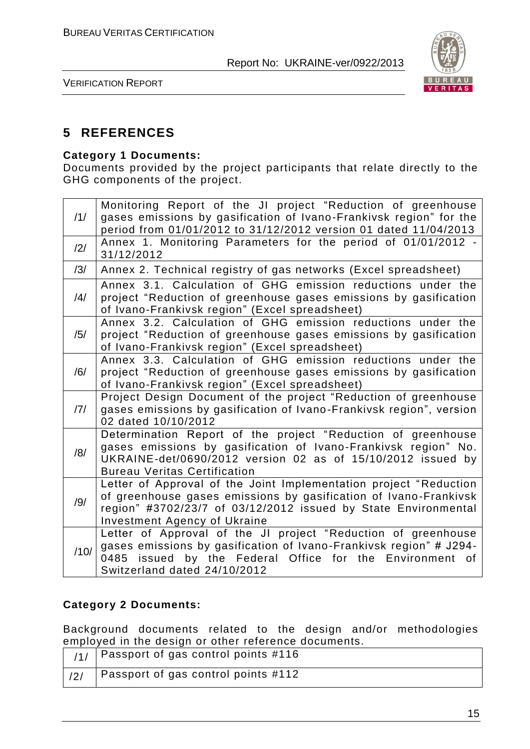# 5 REFERENCES

**Category 1 Documents:**

Documents provided by the project participants that relate directly to the GHG components of the project.

| | |
|---|---|
| /1/ | Monitoring Report of the JI project "Reduction of greenhouse gases emissions by gasification of Ivano-Frankivsk region" for the period from 01/01/2012 to 31/12/2012 version 01 dated 11/04/2013 |
| /2/ | Annex 1. Monitoring Parameters for the period of 01/01/2012 - 31/12/2012 |
| /3/ | Annex 2. Technical registry of gas networks (Excel spreadsheet) |
| /4/ | Annex 3.1. Calculation of GHG emission reductions under the project "Reduction of greenhouse gases emissions by gasification of Ivano-Frankivsk region" (Excel spreadsheet) |
| /5/ | Annex 3.2. Calculation of GHG emission reductions under the project "Reduction of greenhouse gases emissions by gasification of Ivano-Frankivsk region" (Excel spreadsheet) |
| /6/ | Annex 3.3. Calculation of GHG emission reductions under the project "Reduction of greenhouse gases emissions by gasification of Ivano-Frankivsk region" (Excel spreadsheet) |
| /7/ | Project Design Document of the project "Reduction of greenhouse gases emissions by gasification of Ivano-Frankivsk region", version 02 dated 10/10/2012 |
| /8/ | Determination Report of the project "Reduction of greenhouse gases emissions by gasification of Ivano-Frankivsk region" No. UKRAINE-det/0690/2012 version 02 as of 15/10/2012 issued by Bureau Veritas Certification |
| /9/ | Letter of Approval of the Joint Implementation project "Reduction of greenhouse gases emissions by gasification of Ivano-Frankivsk region" #3702/23/7 of 03/12/2012 issued by State Environmental Investment Agency of Ukraine |
| /10/ | Letter of Approval of the JI project "Reduction of greenhouse gases emissions by gasification of Ivano-Frankivsk region" # J294-0485 issued by the Federal Office for the Environment of Switzerland dated 24/10/2012 |

**Category 2 Documents:**

Background documents related to the design and/or methodologies employed in the design or other reference documents.

| | |
|---|---|
| /1/ | Passport of gas control points #116 |
| /2/ | Passport of gas control points #112 |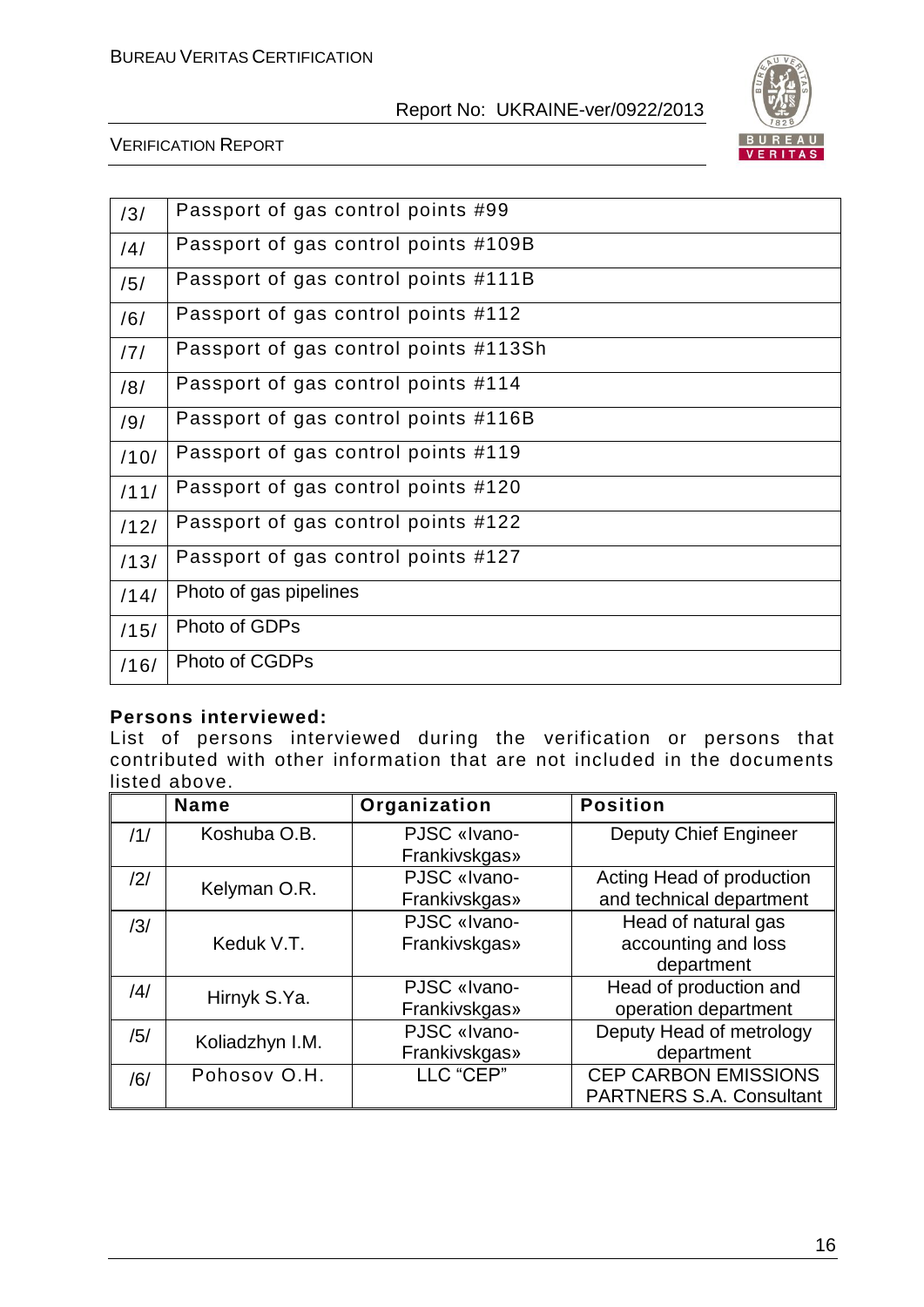| | |
|---|---|
| /3/ | Passport of gas control points #99 |
| /4/ | Passport of gas control points #109B |
| /5/ | Passport of gas control points #111B |
| /6/ | Passport of gas control points #112 |
| /7/ | Passport of gas control points #113Sh |
| /8/ | Passport of gas control points #114 |
| /9/ | Passport of gas control points #116B |
| /10/ | Passport of gas control points #119 |
| /11/ | Passport of gas control points #120 |
| /12/ | Passport of gas control points #122 |
| /13/ | Passport of gas control points #127 |
| /14/ | Photo of gas pipelines |
| /15/ | Photo of GDPs |
| /16/ | Photo of CGDPs |

**Persons interviewed:**

List of persons interviewed during the verification or persons that contributed with other information that are not included in the documents listed above.

| | Name | Organization | Position |
|---|---|---|---|
| /1/ | Koshuba O.B. | PJSC «Ivano-Frankivskgas» | Deputy Chief Engineer |
| /2/ | Kelyman O.R. | PJSC «Ivano-Frankivskgas» | Acting Head of production and technical department |
| /3/ | Keduk V.T. | PJSC «Ivano-Frankivskgas» | Head of natural gas accounting and loss department |
| /4/ | Hirnyk S.Ya. | PJSC «Ivano-Frankivskgas» | Head of production and operation department |
| /5/ | Koliadzhyn I.M. | PJSC «Ivano-Frankivskgas» | Deputy Head of metrology department |
| /6/ | Pohosov O.H. | LLC "CEP" | CEP CARBON EMISSIONS PARTNERS S.A. Consultant |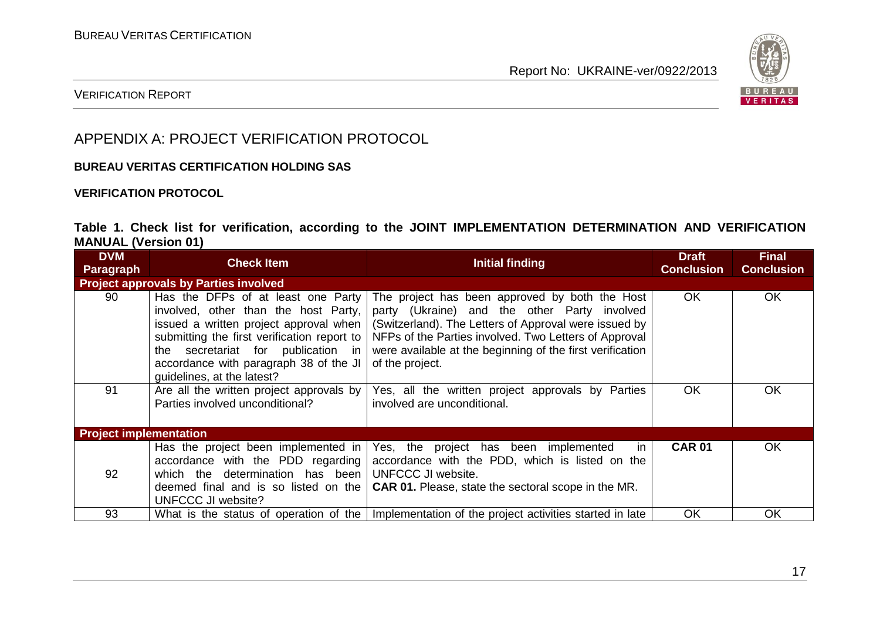## APPENDIX A: PROJECT VERIFICATION PROTOCOL

**BUREAU VERITAS CERTIFICATION HOLDING SAS**

**VERIFICATION PROTOCOL**

**Table 1. Check list for verification, according to the JOINT IMPLEMENTATION DETERMINATION AND VERIFICATION MANUAL (Version 01)**

| DVM Paragraph | Check Item | Initial finding | Draft Conclusion | Final Conclusion |
|---|---|---|---|---|
| **Project approvals by Parties involved** | | | | |
| 90 | Has the DFPs of at least one Party involved, other than the host Party, issued a written project approval when submitting the first verification report to the secretariat for publication in accordance with paragraph 38 of the JI guidelines, at the latest? | The project has been approved by both the Host party (Ukraine) and the other Party involved (Switzerland). The Letters of Approval were issued by NFPs of the Parties involved. Two Letters of Approval were available at the beginning of the first verification of the project. | OK | OK |
| 91 | Are all the written project approvals by Parties involved unconditional? | Yes, all the written project approvals by Parties involved are unconditional. | OK | OK |
| **Project implementation** | | | | |
| 92 | Has the project been implemented in accordance with the PDD regarding which the determination has been deemed final and is so listed on the UNFCCC JI website? | Yes, the project has been implemented in accordance with the PDD, which is listed on the UNFCCC JI website.<br>**CAR 01.** Please, state the sectoral scope in the MR. | **CAR 01** | OK |
| 93 | What is the status of operation of the | Implementation of the project activities started in late | OK | OK |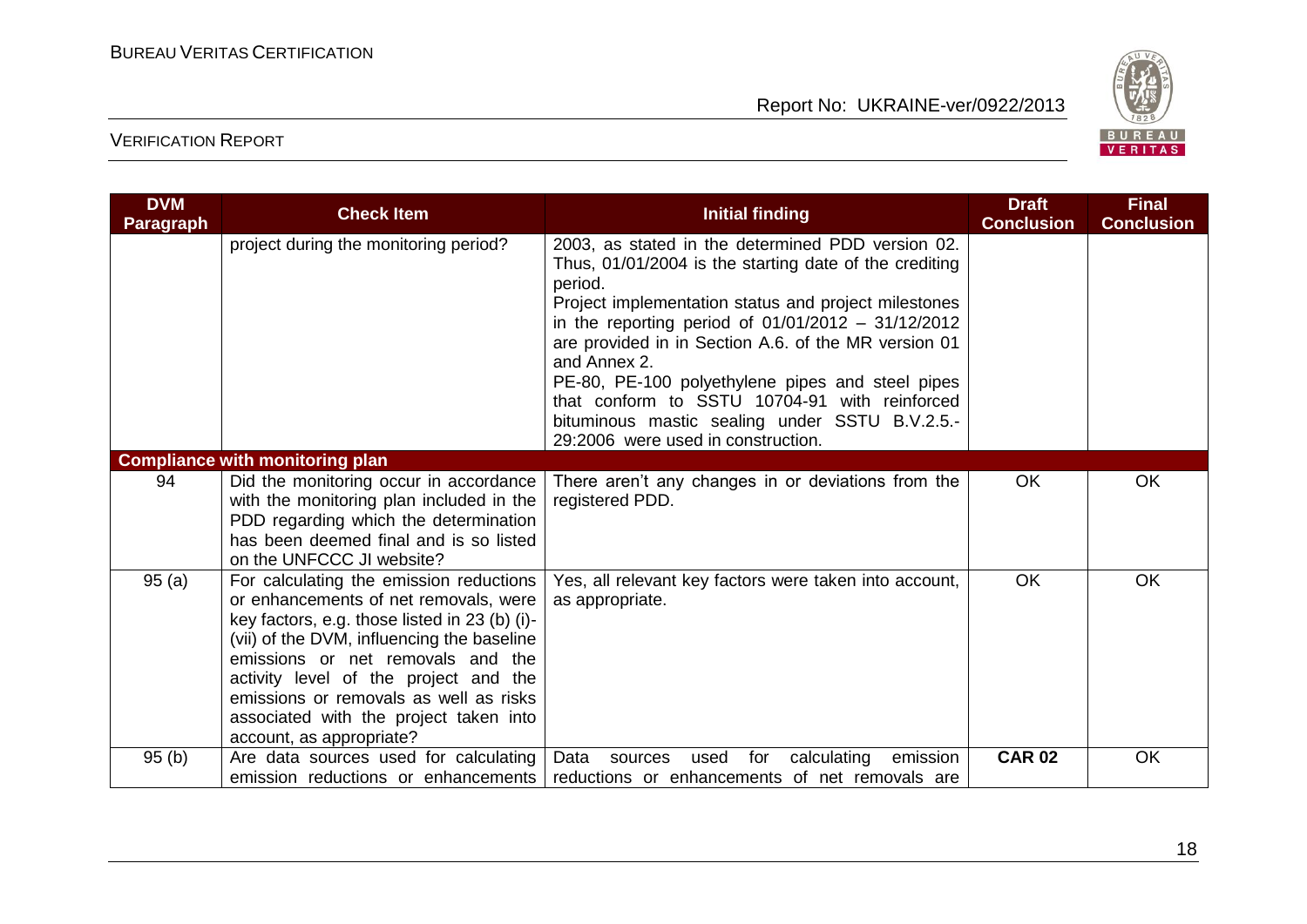| DVM Paragraph | Check Item | Initial finding | Draft Conclusion | Final Conclusion |
|---|---|---|---|---|
| | project during the monitoring period? | 2003, as stated in the determined PDD version 02. Thus, 01/01/2004 is the starting date of the crediting period.<br>Project implementation status and project milestones in the reporting period of 01/01/2012 – 31/12/2012 are provided in in Section A.6. of the MR version 01 and Annex 2.<br>PE-80, PE-100 polyethylene pipes and steel pipes that conform to SSTU 10704-91 with reinforced bituminous mastic sealing under SSTU B.V.2.5.-29:2006 were used in construction. | | |
| **Compliance with monitoring plan** | | | | |
| 94 | Did the monitoring occur in accordance with the monitoring plan included in the PDD regarding which the determination has been deemed final and is so listed on the UNFCCC JI website? | There aren't any changes in or deviations from the registered PDD. | OK | OK |
| 95 (a) | For calculating the emission reductions or enhancements of net removals, were key factors, e.g. those listed in 23 (b) (i)-(vii) of the DVM, influencing the baseline emissions or net removals and the activity level of the project and the emissions or removals as well as risks associated with the project taken into account, as appropriate? | Yes, all relevant key factors were taken into account, as appropriate. | OK | OK |
| 95 (b) | Are data sources used for calculating emission reductions or enhancements | Data sources used for calculating emission reductions or enhancements of net removals are | **CAR 02** | OK |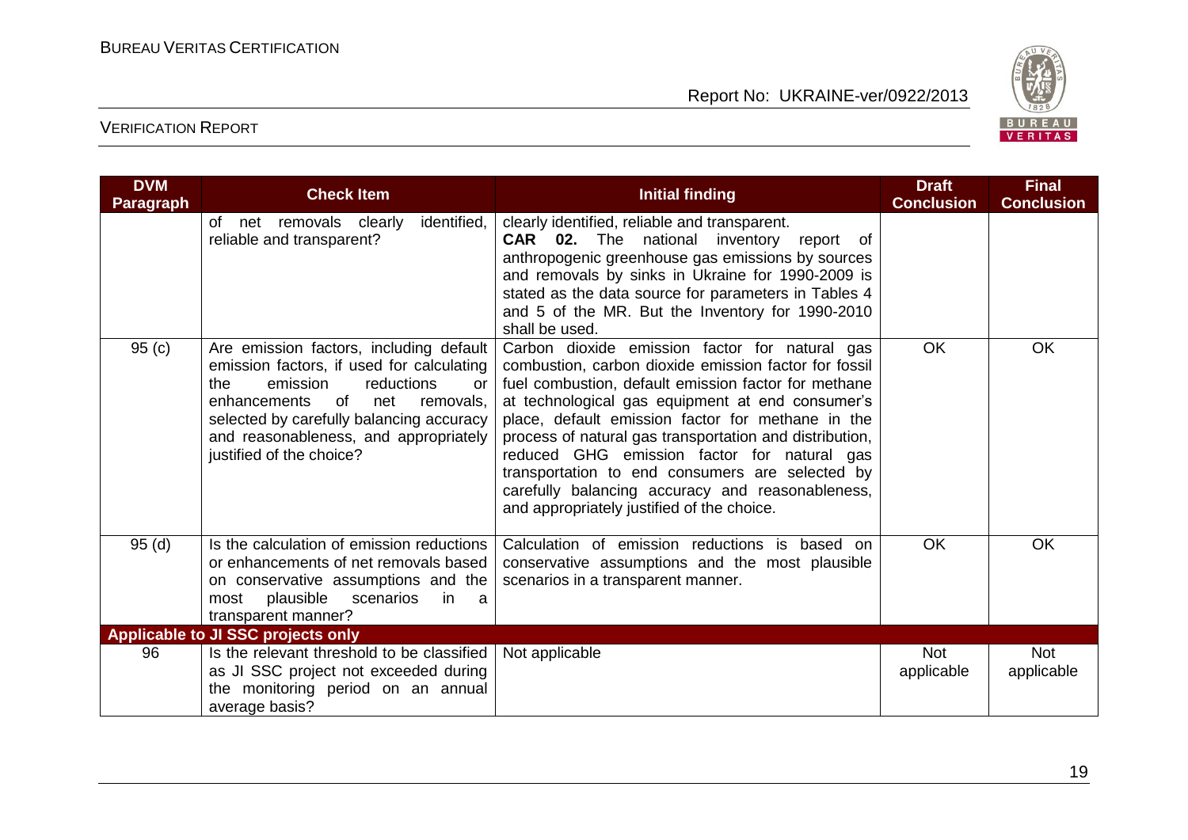| DVM Paragraph | Check Item | Initial finding | Draft Conclusion | Final Conclusion |
|---|---|---|---|---|
| | of net removals clearly identified, reliable and transparent? | clearly identified, reliable and transparent. **CAR 02.** The national inventory report of anthropogenic greenhouse gas emissions by sources and removals by sinks in Ukraine for 1990-2009 is stated as the data source for parameters in Tables 4 and 5 of the MR. But the Inventory for 1990-2010 shall be used. | | |
| 95 (c) | Are emission factors, including default emission factors, if used for calculating the emission reductions or enhancements of net removals, selected by carefully balancing accuracy and reasonableness, and appropriately justified of the choice? | Carbon dioxide emission factor for natural gas combustion, carbon dioxide emission factor for fossil fuel combustion, default emission factor for methane at technological gas equipment at end consumer's place, default emission factor for methane in the process of natural gas transportation and distribution, reduced GHG emission factor for natural gas transportation to end consumers are selected by carefully balancing accuracy and reasonableness, and appropriately justified of the choice. | OK | OK |
| 95 (d) | Is the calculation of emission reductions or enhancements of net removals based on conservative assumptions and the most plausible scenarios in a transparent manner? | Calculation of emission reductions is based on conservative assumptions and the most plausible scenarios in a transparent manner. | OK | OK |
| **Applicable to JI SSC projects only** | | | | |
| 96 | Is the relevant threshold to be classified as JI SSC project not exceeded during the monitoring period on an annual average basis? | Not applicable | Not applicable | Not applicable |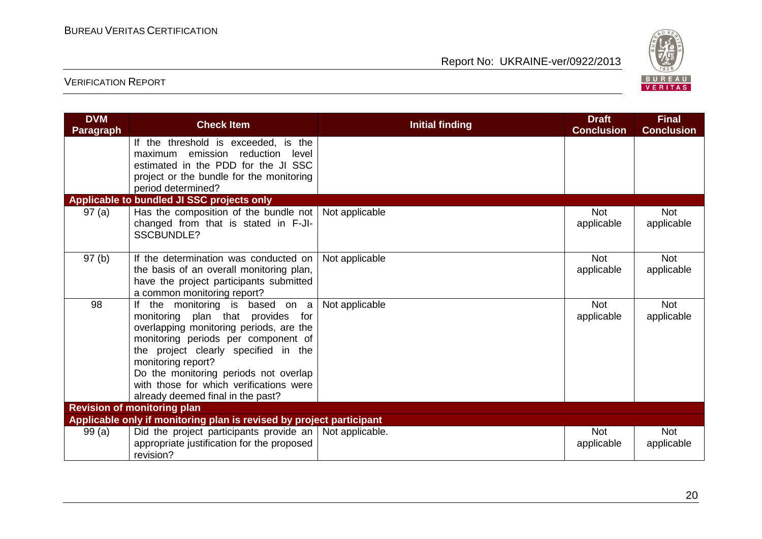| DVM Paragraph | Check Item | Initial finding | Draft Conclusion | Final Conclusion |
|---|---|---|---|---|
| | If the threshold is exceeded, is the maximum emission reduction level estimated in the PDD for the JI SSC project or the bundle for the monitoring period determined? | | | |
| **Applicable to bundled JI SSC projects only** | | | | |
| 97 (a) | Has the composition of the bundle not changed from that is stated in F-JI-SSCBUNDLE? | Not applicable | Not applicable | Not applicable |
| 97 (b) | If the determination was conducted on the basis of an overall monitoring plan, have the project participants submitted a common monitoring report? | Not applicable | Not applicable | Not applicable |
| 98 | If the monitoring is based on a monitoring plan that provides for overlapping monitoring periods, are the monitoring periods per component of the project clearly specified in the monitoring report? Do the monitoring periods not overlap with those for which verifications were already deemed final in the past? | Not applicable | Not applicable | Not applicable |
| **Revision of monitoring plan** | | | | |
| **Applicable only if monitoring plan is revised by project participant** | | | | |
| 99 (a) | Did the project participants provide an appropriate justification for the proposed revision? | Not applicable. | Not applicable | Not applicable |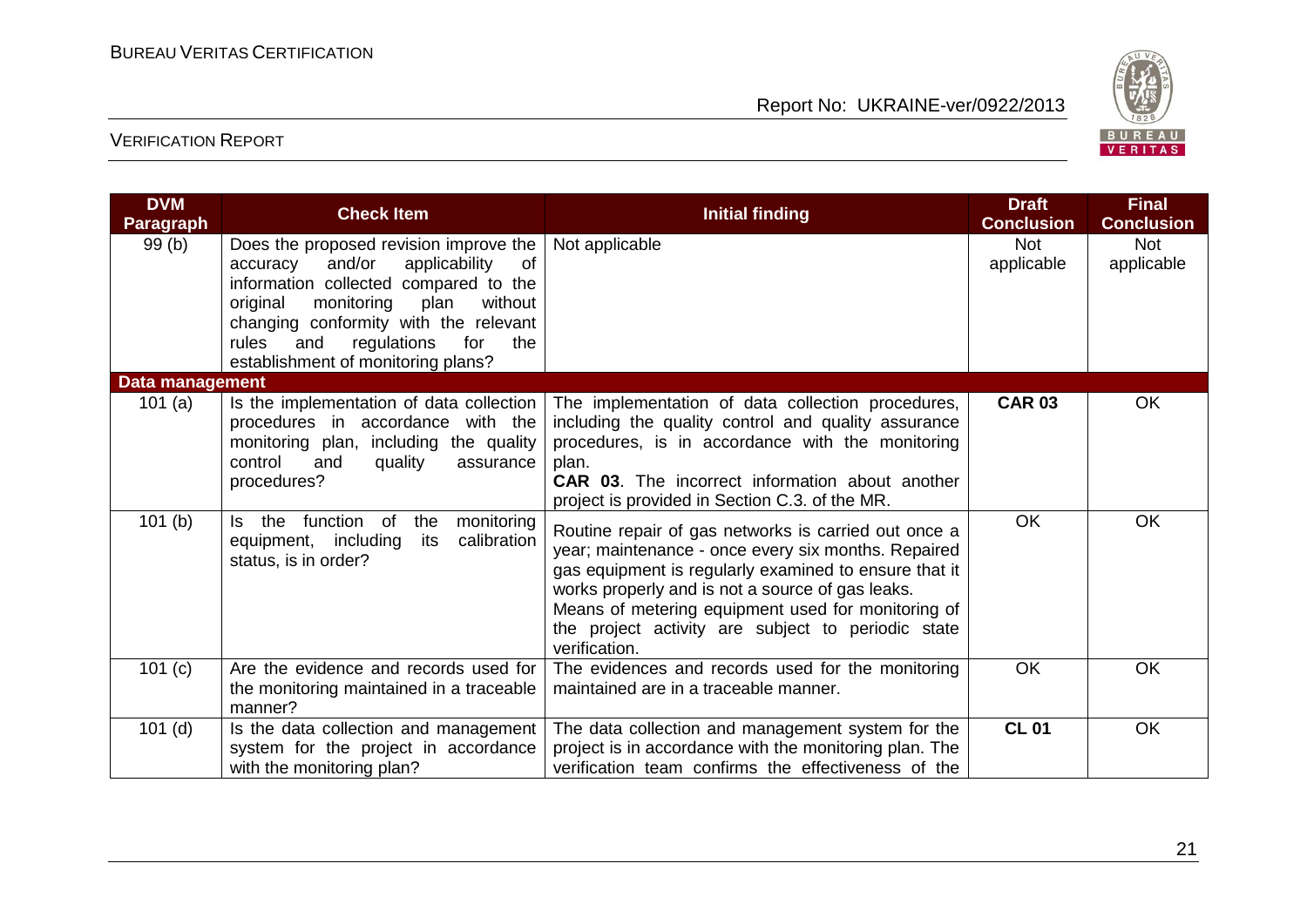| DVM Paragraph | Check Item | Initial finding | Draft Conclusion | Final Conclusion |
|---|---|---|---|---|
| 99 (b) | Does the proposed revision improve the accuracy and/or applicability of information collected compared to the original monitoring plan without changing conformity with the relevant rules and regulations for the establishment of monitoring plans? | Not applicable | Not applicable | Not applicable |
| **Data management** | | | | |
| 101 (a) | Is the implementation of data collection procedures in accordance with the monitoring plan, including the quality control and quality assurance procedures? | The implementation of data collection procedures, including the quality control and quality assurance procedures, is in accordance with the monitoring plan.<br>**CAR 03**. The incorrect information about another project is provided in Section C.3. of the MR. | **CAR 03** | OK |
| 101 (b) | Is the function of the monitoring equipment, including its calibration status, is in order? | Routine repair of gas networks is carried out once a year; maintenance - once every six months. Repaired gas equipment is regularly examined to ensure that it works properly and is not a source of gas leaks. Means of metering equipment used for monitoring of the project activity are subject to periodic state verification. | OK | OK |
| 101 (c) | Are the evidence and records used for the monitoring maintained in a traceable manner? | The evidences and records used for the monitoring maintained are in a traceable manner. | OK | OK |
| 101 (d) | Is the data collection and management system for the project in accordance with the monitoring plan? | The data collection and management system for the project is in accordance with the monitoring plan. The verification team confirms the effectiveness of the | **CL 01** | OK |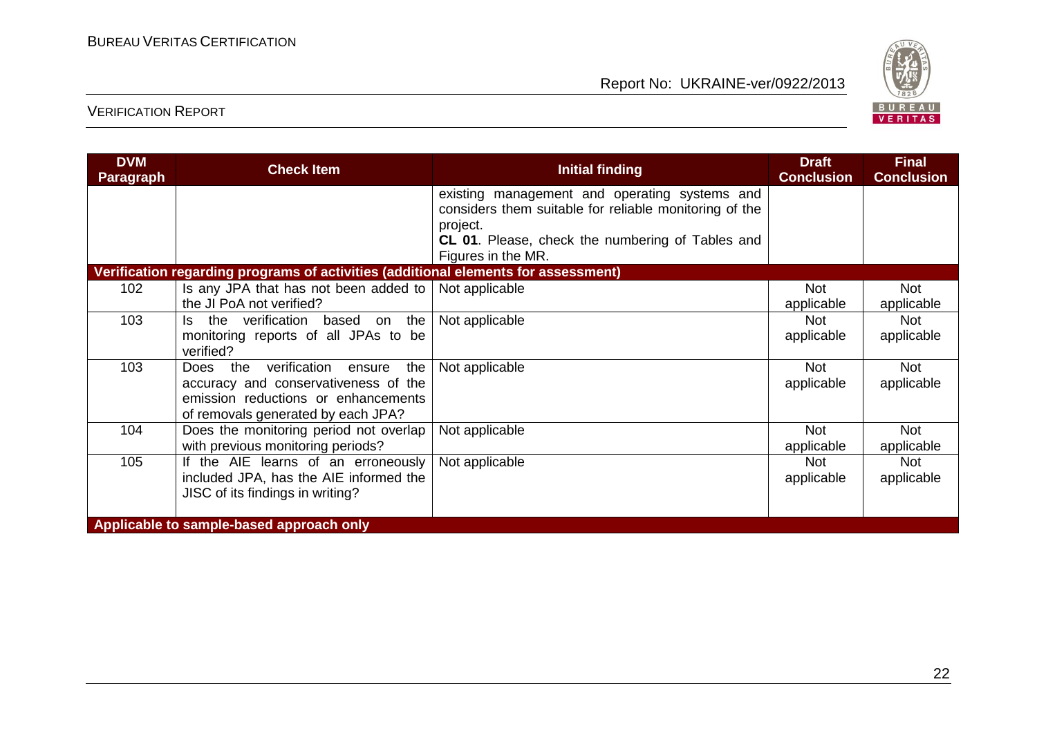| DVM Paragraph | Check Item | Initial finding | Draft Conclusion | Final Conclusion |
|---|---|---|---|---|
| | | existing management and operating systems and considers them suitable for reliable monitoring of the project.<br>**CL 01**. Please, check the numbering of Tables and Figures in the MR. | | |
| **Verification regarding programs of activities (additional elements for assessment)** | | | | |
| 102 | Is any JPA that has not been added to the JI PoA not verified? | Not applicable | Not applicable | Not applicable |
| 103 | Is the verification based on the monitoring reports of all JPAs to be verified? | Not applicable | Not applicable | Not applicable |
| 103 | Does the verification ensure the accuracy and conservativeness of the emission reductions or enhancements of removals generated by each JPA? | Not applicable | Not applicable | Not applicable |
| 104 | Does the monitoring period not overlap with previous monitoring periods? | Not applicable | Not applicable | Not applicable |
| 105 | If the AIE learns of an erroneously included JPA, has the AIE informed the JISC of its findings in writing? | Not applicable | Not applicable | Not applicable |
| **Applicable to sample-based approach only** | | | | |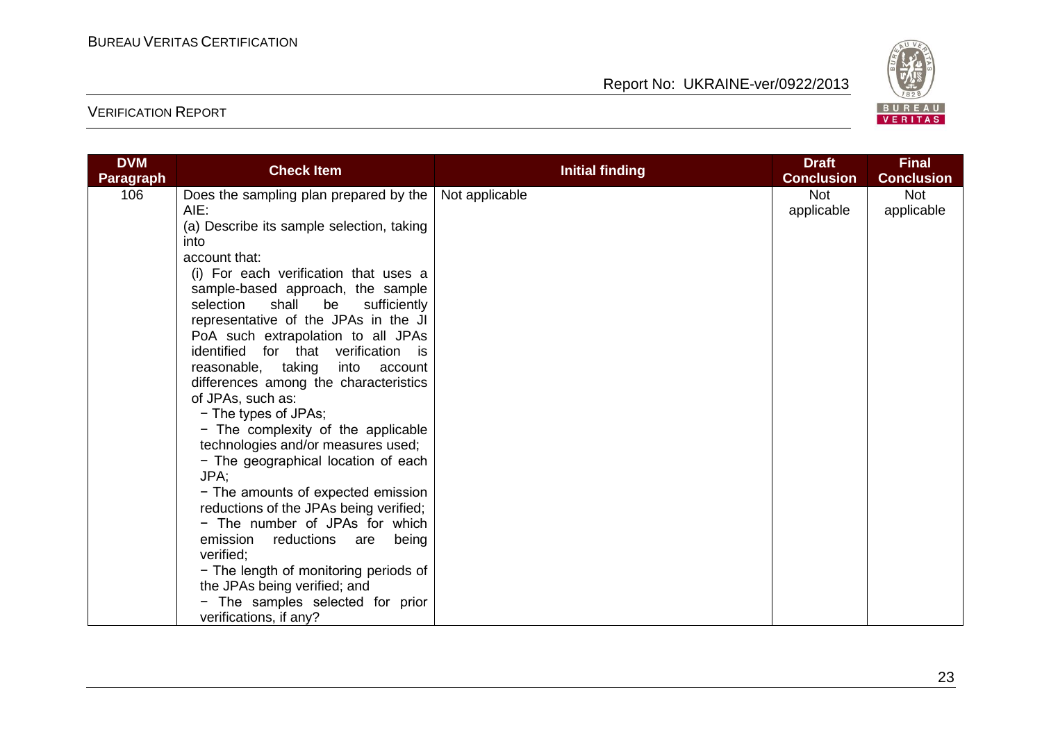| DVM Paragraph | Check Item | Initial finding | Draft Conclusion | Final Conclusion |
|---|---|---|---|---|
| 106 | Does the sampling plan prepared by the AIE:<br>(a) Describe its sample selection, taking into account that:<br>(i) For each verification that uses a sample-based approach, the sample selection shall be sufficiently representative of the JPAs in the JI PoA such extrapolation to all JPAs identified for that verification is reasonable, taking into account differences among the characteristics of JPAs, such as:<br>− The types of JPAs;<br>− The complexity of the applicable technologies and/or measures used;<br>− The geographical location of each JPA;<br>− The amounts of expected emission reductions of the JPAs being verified;<br>− The number of JPAs for which emission reductions are being verified;<br>− The length of monitoring periods of the JPAs being verified; and<br>− The samples selected for prior verifications, if any? | Not applicable | Not applicable | Not applicable |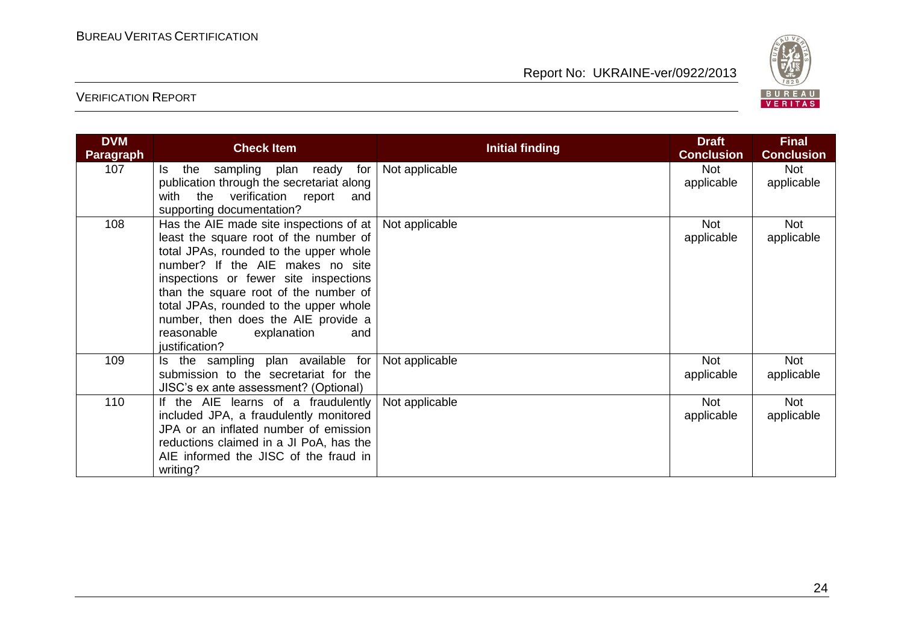| DVM Paragraph | Check Item | Initial finding | Draft Conclusion | Final Conclusion |
|---|---|---|---|---|
| 107 | Is the sampling plan ready for publication through the secretariat along with the verification report and supporting documentation? | Not applicable | Not applicable | Not applicable |
| 108 | Has the AIE made site inspections of at least the square root of the number of total JPAs, rounded to the upper whole number? If the AIE makes no site inspections or fewer site inspections than the square root of the number of total JPAs, rounded to the upper whole number, then does the AIE provide a reasonable explanation and justification? | Not applicable | Not applicable | Not applicable |
| 109 | Is the sampling plan available for submission to the secretariat for the JISC's ex ante assessment? (Optional) | Not applicable | Not applicable | Not applicable |
| 110 | If the AIE learns of a fraudulently included JPA, a fraudulently monitored JPA or an inflated number of emission reductions claimed in a JI PoA, has the AIE informed the JISC of the fraud in writing? | Not applicable | Not applicable | Not applicable |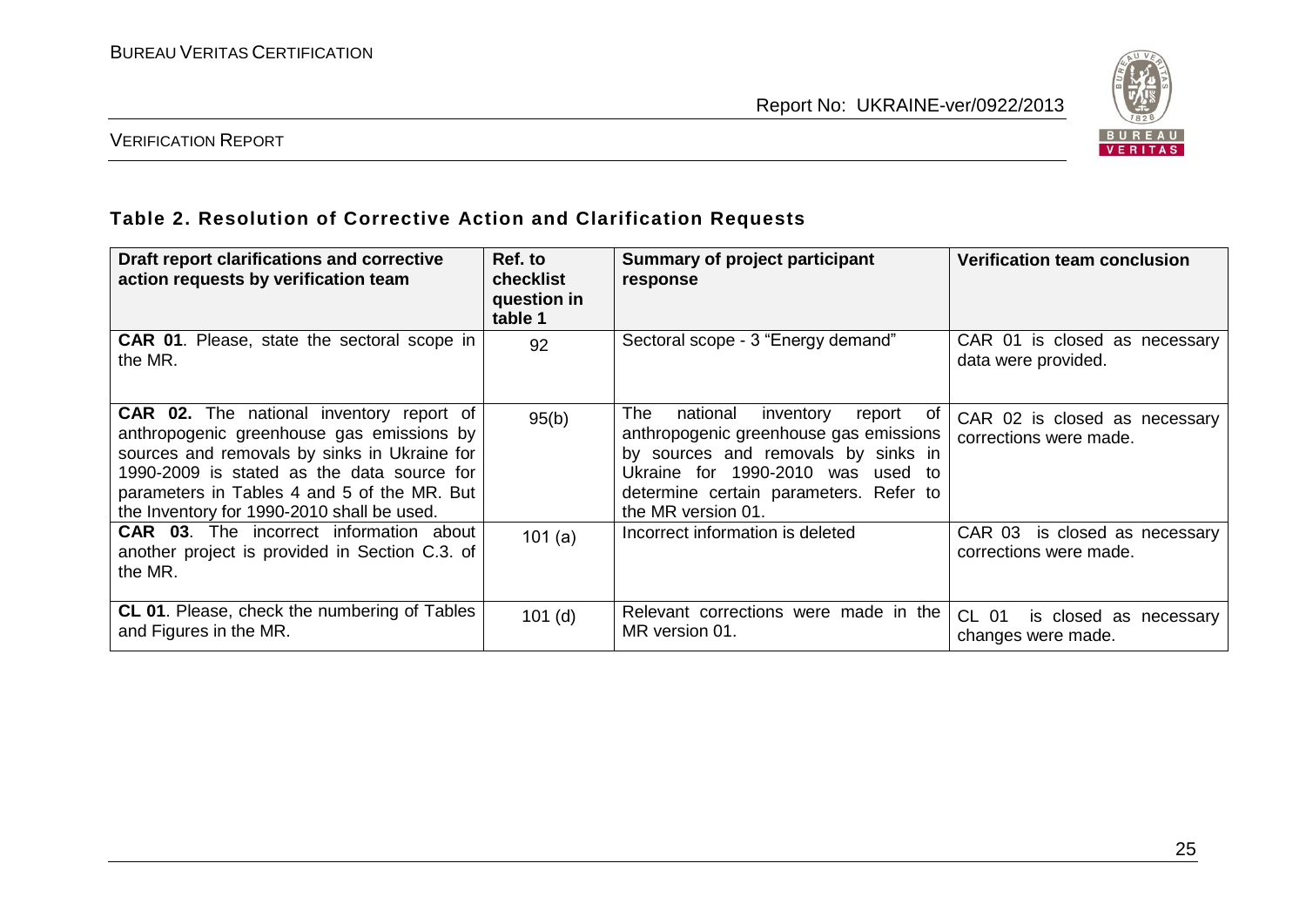### Table 2. Resolution of Corrective Action and Clarification Requests

| Draft report clarifications and corrective action requests by verification team | Ref. to checklist question in table 1 | Summary of project participant response | Verification team conclusion |
|---|---|---|---|
| **CAR 01**. Please, state the sectoral scope in the MR. | 92 | Sectoral scope - 3 "Energy demand" | CAR 01 is closed as necessary data were provided. |
| **CAR 02.** The national inventory report of anthropogenic greenhouse gas emissions by sources and removals by sinks in Ukraine for 1990-2009 is stated as the data source for parameters in Tables 4 and 5 of the MR. But the Inventory for 1990-2010 shall be used. | 95(b) | The national inventory report of anthropogenic greenhouse gas emissions by sources and removals by sinks in Ukraine for 1990-2010 was used to determine certain parameters. Refer to the MR version 01. | CAR 02 is closed as necessary corrections were made. |
| **CAR 03**. The incorrect information about another project is provided in Section C.3. of the MR. | 101 (a) | Incorrect information is deleted | CAR 03 is closed as necessary corrections were made. |
| **CL 01**. Please, check the numbering of Tables and Figures in the MR. | 101 (d) | Relevant corrections were made in the MR version 01. | CL 01 is closed as necessary changes were made. |